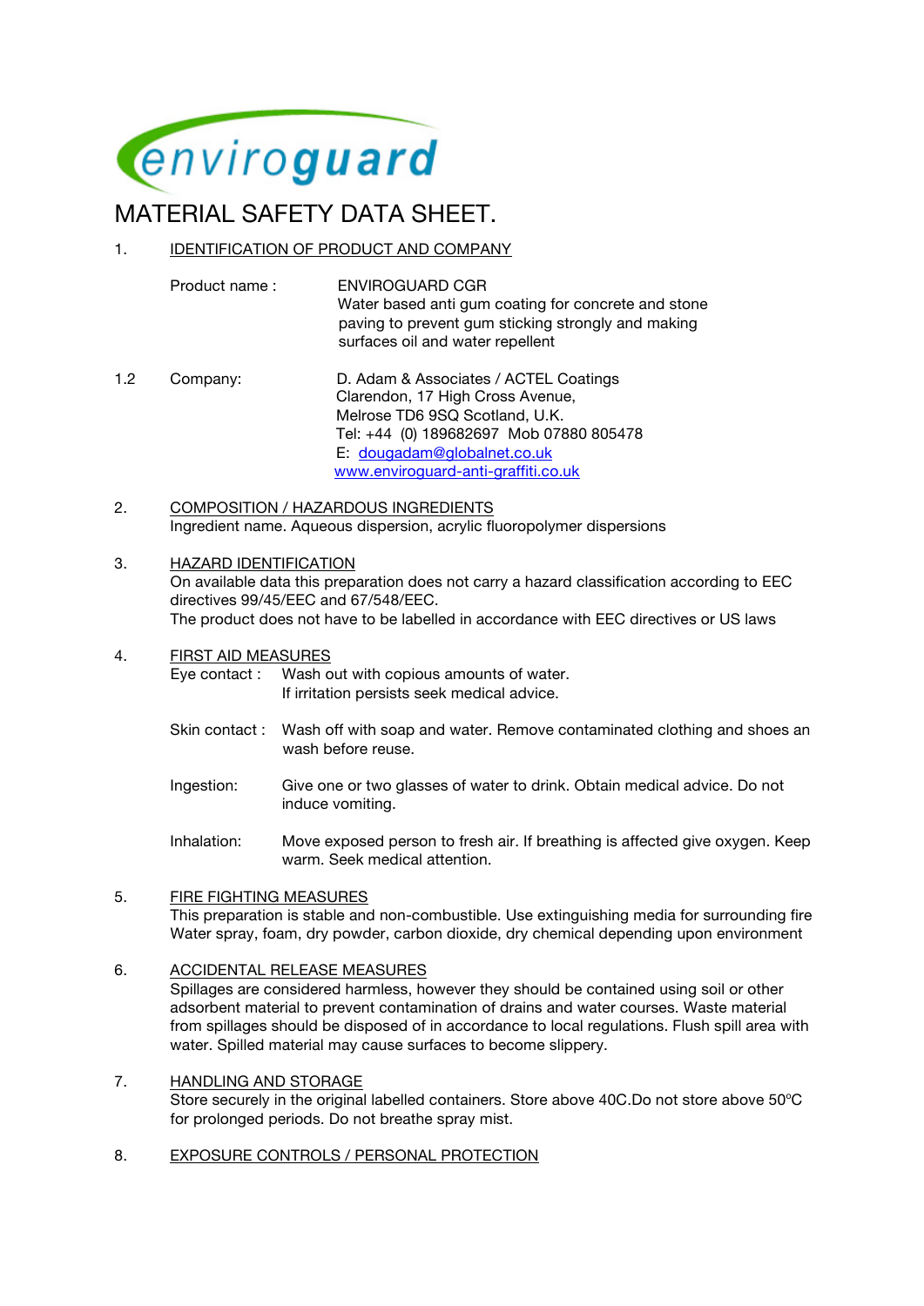enviroguard

# MATERIAL SAFETY DATA SHEET.

## 1. IDENTIFICATION OF PRODUCT AND COMPANY

Product name : ENVIROGUARD CGR
Water based anti gum coating for concrete and stone paving to prevent gum sticking strongly and making surfaces oil and water repellent

1.2 Company: D. Adam & Associates / ACTEL Coatings
Clarendon, 17 High Cross Avenue,
Melrose TD6 9SQ Scotland, U.K.
Tel: +44 (0) 189682697 Mob 07880 805478
E: dougadam@globalnet.co.uk
www.enviroguard-anti-graffiti.co.uk

## 2. COMPOSITION / HAZARDOUS INGREDIENTS

Ingredient name. Aqueous dispersion, acrylic fluoropolymer dispersions

## 3. HAZARD IDENTIFICATION

On available data this preparation does not carry a hazard classification according to EEC directives 99/45/EEC and 67/548/EEC.
The product does not have to be labelled in accordance with EEC directives or US laws

## 4. FIRST AID MEASURES

Eye contact : Wash out with copious amounts of water.
If irritation persists seek medical advice.

Skin contact : Wash off with soap and water. Remove contaminated clothing and shoes an wash before reuse.

Ingestion: Give one or two glasses of water to drink. Obtain medical advice. Do not induce vomiting.

Inhalation: Move exposed person to fresh air. If breathing is affected give oxygen. Keep warm. Seek medical attention.

## 5. FIRE FIGHTING MEASURES

This preparation is stable and non-combustible. Use extinguishing media for surrounding fire Water spray, foam, dry powder, carbon dioxide, dry chemical depending upon environment

## 6. ACCIDENTAL RELEASE MEASURES

Spillages are considered harmless, however they should be contained using soil or other adsorbent material to prevent contamination of drains and water courses. Waste material from spillages should be disposed of in accordance to local regulations. Flush spill area with water. Spilled material may cause surfaces to become slippery.

## 7. HANDLING AND STORAGE

Store securely in the original labelled containers. Store above 40C.Do not store above 50°C for prolonged periods. Do not breathe spray mist.

## 8. EXPOSURE CONTROLS / PERSONAL PROTECTION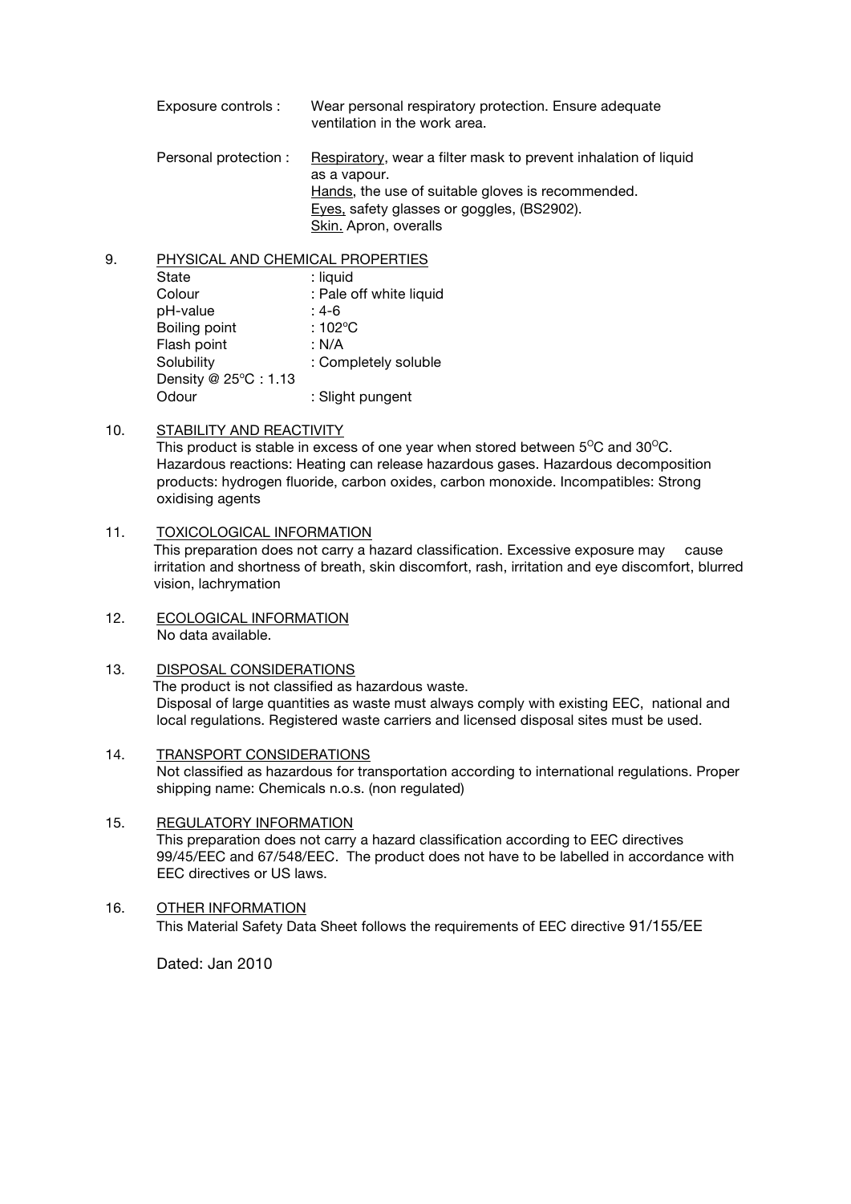Exposure controls : Wear personal respiratory protection. Ensure adequate ventilation in the work area.

Personal protection : Respiratory, wear a filter mask to prevent inhalation of liquid as a vapour.
Hands, the use of suitable gloves is recommended.
Eyes, safety glasses or goggles, (BS2902).
Skin. Apron, overalls

## 9. PHYSICAL AND CHEMICAL PROPERTIES

State : liquid
Colour : Pale off white liquid
pH-value : 4-6
Boiling point : 102°C
Flash point : N/A
Solubility : Completely soluble
Density @ 25°C : 1.13
Odour : Slight pungent

## 10. STABILITY AND REACTIVITY

This product is stable in excess of one year when stored between 5°C and 30°C. Hazardous reactions: Heating can release hazardous gases. Hazardous decomposition products: hydrogen fluoride, carbon oxides, carbon monoxide. Incompatibles: Strong oxidising agents

## 11. TOXICOLOGICAL INFORMATION

This preparation does not carry a hazard classification. Excessive exposure may cause irritation and shortness of breath, skin discomfort, rash, irritation and eye discomfort, blurred vision, lachrymation

## 12. ECOLOGICAL INFORMATION

No data available.

## 13. DISPOSAL CONSIDERATIONS

The product is not classified as hazardous waste.
Disposal of large quantities as waste must always comply with existing EEC, national and local regulations. Registered waste carriers and licensed disposal sites must be used.

## 14. TRANSPORT CONSIDERATIONS

Not classified as hazardous for transportation according to international regulations. Proper shipping name: Chemicals n.o.s. (non regulated)

## 15. REGULATORY INFORMATION

This preparation does not carry a hazard classification according to EEC directives 99/45/EEC and 67/548/EEC. The product does not have to be labelled in accordance with EEC directives or US laws.

## 16. OTHER INFORMATION

This Material Safety Data Sheet follows the requirements of EEC directive 91/155/EE

Dated: Jan 2010